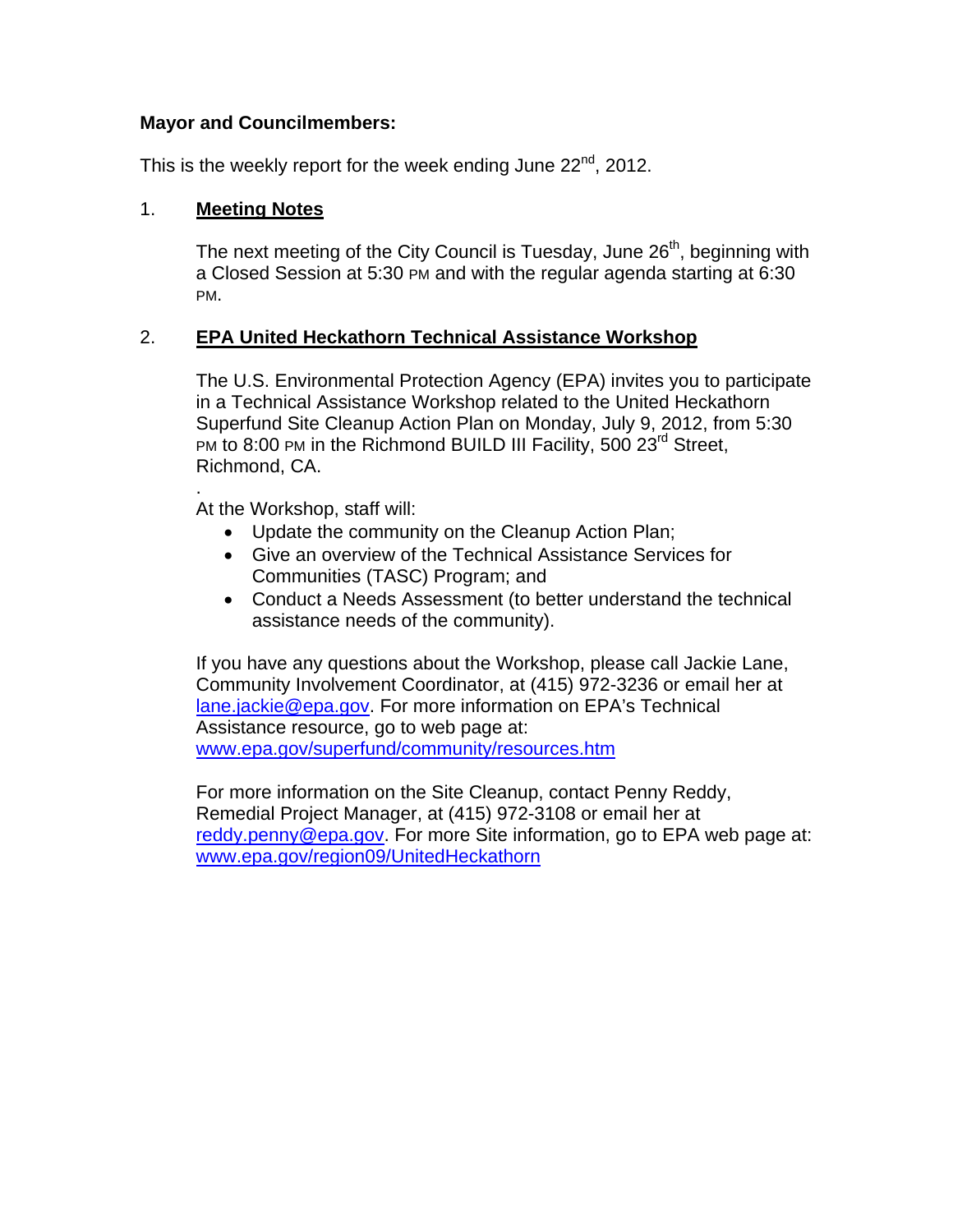**Mayor and Councilmembers:**

This is the weekly report for the week ending June 22nd, 2012.

1. **Meeting Notes**

   The next meeting of the City Council is Tuesday, June 26th, beginning with a Closed Session at 5:30 PM and with the regular agenda starting at 6:30 PM.

2. **EPA United Heckathorn Technical Assistance Workshop**

   The U.S. Environmental Protection Agency (EPA) invites you to participate in a Technical Assistance Workshop related to the United Heckathorn Superfund Site Cleanup Action Plan on Monday, July 9, 2012, from 5:30 PM to 8:00 PM in the Richmond BUILD III Facility, 500 23rd Street, Richmond, CA.

   .
   At the Workshop, staff will:

   - Update the community on the Cleanup Action Plan;
   - Give an overview of the Technical Assistance Services for Communities (TASC) Program; and
   - Conduct a Needs Assessment (to better understand the technical assistance needs of the community).

   If you have any questions about the Workshop, please call Jackie Lane, Community Involvement Coordinator, at (415) 972-3236 or email her at lane.jackie@epa.gov. For more information on EPA's Technical Assistance resource, go to web page at: www.epa.gov/superfund/community/resources.htm

   For more information on the Site Cleanup, contact Penny Reddy, Remedial Project Manager, at (415) 972-3108 or email her at reddy.penny@epa.gov. For more Site information, go to EPA web page at: www.epa.gov/region09/UnitedHeckathorn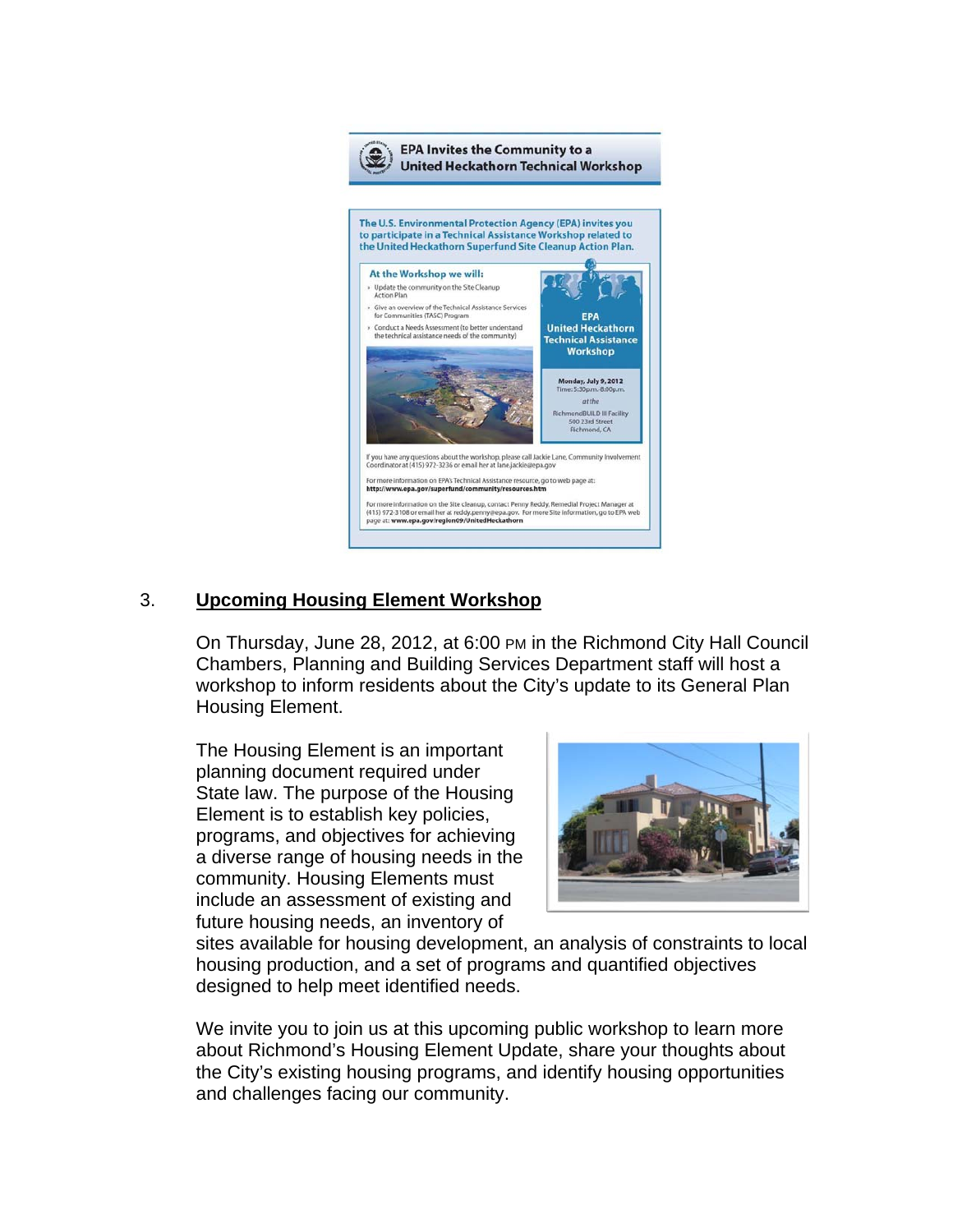**EPA Invites the Community to a United Heckathorn Technical Workshop**

The U.S. Environmental Protection Agency (EPA) invites you to participate in a Technical Assistance Workshop related to the United Heckathorn Superfund Site Cleanup Action Plan.

**At the Workshop we will:**

- Update the community on the Site Cleanup Action Plan
- Give an overview of the Technical Assistance Services for Communities (TASC) Program
- Conduct a Needs Assessment (to better understand the technical assistance needs of the community)

**EPA United Heckathorn Technical Assistance Workshop**

**Monday, July 9, 2012**
Time: 5:30pm-8:00p.m.

*at the*

RichmondBUILD II Facility
500 23rd Street
Richmond, CA

If you have any questions about the workshop, please call Jackie Lane, Community Involvement Coordinator at (415) 972-3236 or email her at lane.jackie@epa.gov

For more information on EPA's Technical Assistance resource, go to web page at: **http://www.epa.gov/superfund/community/resources.htm**

For more information on the Site cleanup, contact Penny Reddy, Remedial Project Manager at (415) 972-3108 or email her at reddy.penny@epa.gov. For more Site information, go to EPA web page at: **www.epa.gov/region09/UnitedHeckathorn**

## 3. Upcoming Housing Element Workshop

On Thursday, June 28, 2012, at 6:00 PM in the Richmond City Hall Council Chambers, Planning and Building Services Department staff will host a workshop to inform residents about the City's update to its General Plan Housing Element.

The Housing Element is an important planning document required under State law. The purpose of the Housing Element is to establish key policies, programs, and objectives for achieving a diverse range of housing needs in the community. Housing Elements must include an assessment of existing and future housing needs, an inventory of sites available for housing development, an analysis of constraints to local housing production, and a set of programs and quantified objectives designed to help meet identified needs.

We invite you to join us at this upcoming public workshop to learn more about Richmond's Housing Element Update, share your thoughts about the City's existing housing programs, and identify housing opportunities and challenges facing our community.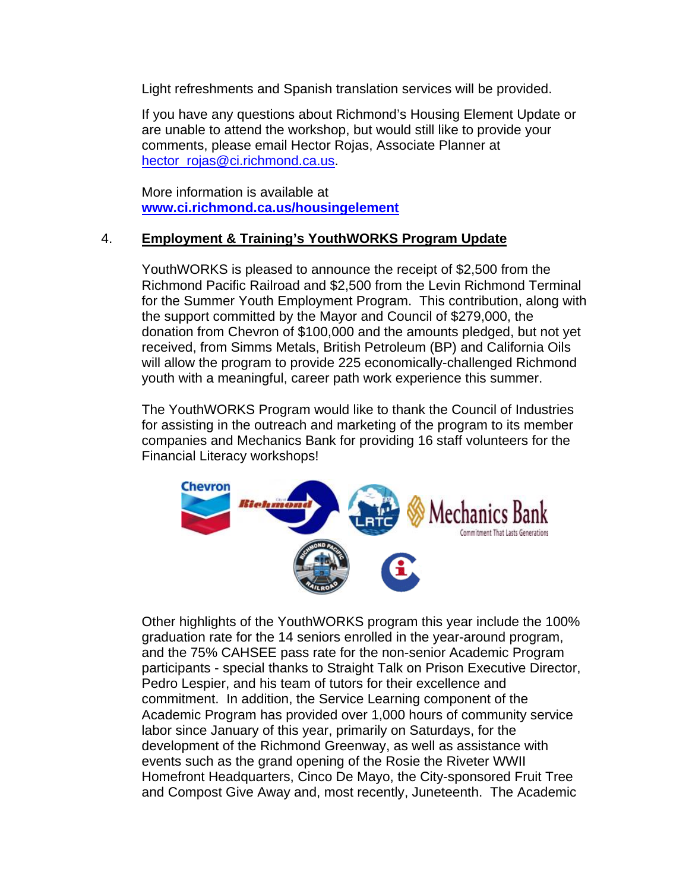Light refreshments and Spanish translation services will be provided.

If you have any questions about Richmond's Housing Element Update or are unable to attend the workshop, but would still like to provide your comments, please email Hector Rojas, Associate Planner at hector_rojas@ci.richmond.ca.us.

More information is available at **www.ci.richmond.ca.us/housingelement**

4. **Employment & Training's YouthWORKS Program Update**

YouthWORKS is pleased to announce the receipt of $2,500 from the Richmond Pacific Railroad and $2,500 from the Levin Richmond Terminal for the Summer Youth Employment Program. This contribution, along with the support committed by the Mayor and Council of $279,000, the donation from Chevron of $100,000 and the amounts pledged, but not yet received, from Simms Metals, British Petroleum (BP) and California Oils will allow the program to provide 225 economically-challenged Richmond youth with a meaningful, career path work experience this summer.

The YouthWORKS Program would like to thank the Council of Industries for assisting in the outreach and marketing of the program to its member companies and Mechanics Bank for providing 16 staff volunteers for the Financial Literacy workshops!

Other highlights of the YouthWORKS program this year include the 100% graduation rate for the 14 seniors enrolled in the year-around program, and the 75% CAHSEE pass rate for the non-senior Academic Program participants - special thanks to Straight Talk on Prison Executive Director, Pedro Lespier, and his team of tutors for their excellence and commitment. In addition, the Service Learning component of the Academic Program has provided over 1,000 hours of community service labor since January of this year, primarily on Saturdays, for the development of the Richmond Greenway, as well as assistance with events such as the grand opening of the Rosie the Riveter WWII Homefront Headquarters, Cinco De Mayo, the City-sponsored Fruit Tree and Compost Give Away and, most recently, Juneteenth. The Academic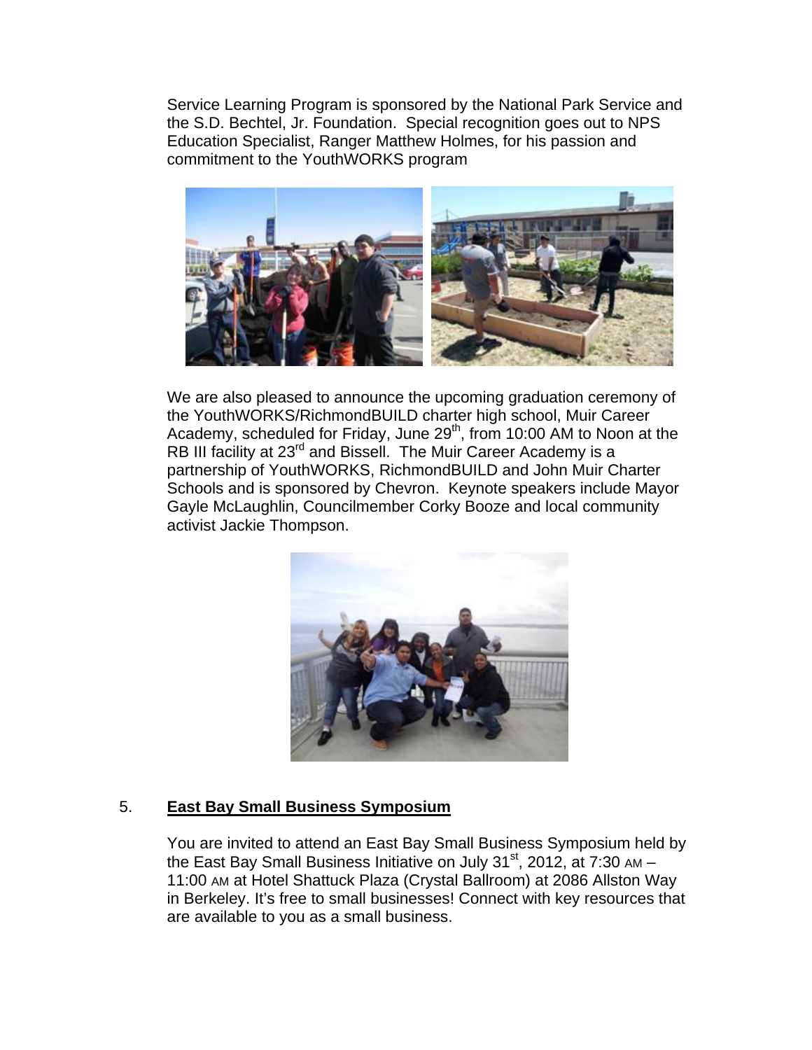Service Learning Program is sponsored by the National Park Service and the S.D. Bechtel, Jr. Foundation. Special recognition goes out to NPS Education Specialist, Ranger Matthew Holmes, for his passion and commitment to the YouthWORKS program

We are also pleased to announce the upcoming graduation ceremony of the YouthWORKS/RichmondBUILD charter high school, Muir Career Academy, scheduled for Friday, June 29th, from 10:00 AM to Noon at the RB III facility at 23rd and Bissell. The Muir Career Academy is a partnership of YouthWORKS, RichmondBUILD and John Muir Charter Schools and is sponsored by Chevron. Keynote speakers include Mayor Gayle McLaughlin, Councilmember Corky Booze and local community activist Jackie Thompson.

## 5. **East Bay Small Business Symposium**

You are invited to attend an East Bay Small Business Symposium held by the East Bay Small Business Initiative on July 31st, 2012, at 7:30 AM – 11:00 AM at Hotel Shattuck Plaza (Crystal Ballroom) at 2086 Allston Way in Berkeley. It's free to small businesses! Connect with key resources that are available to you as a small business.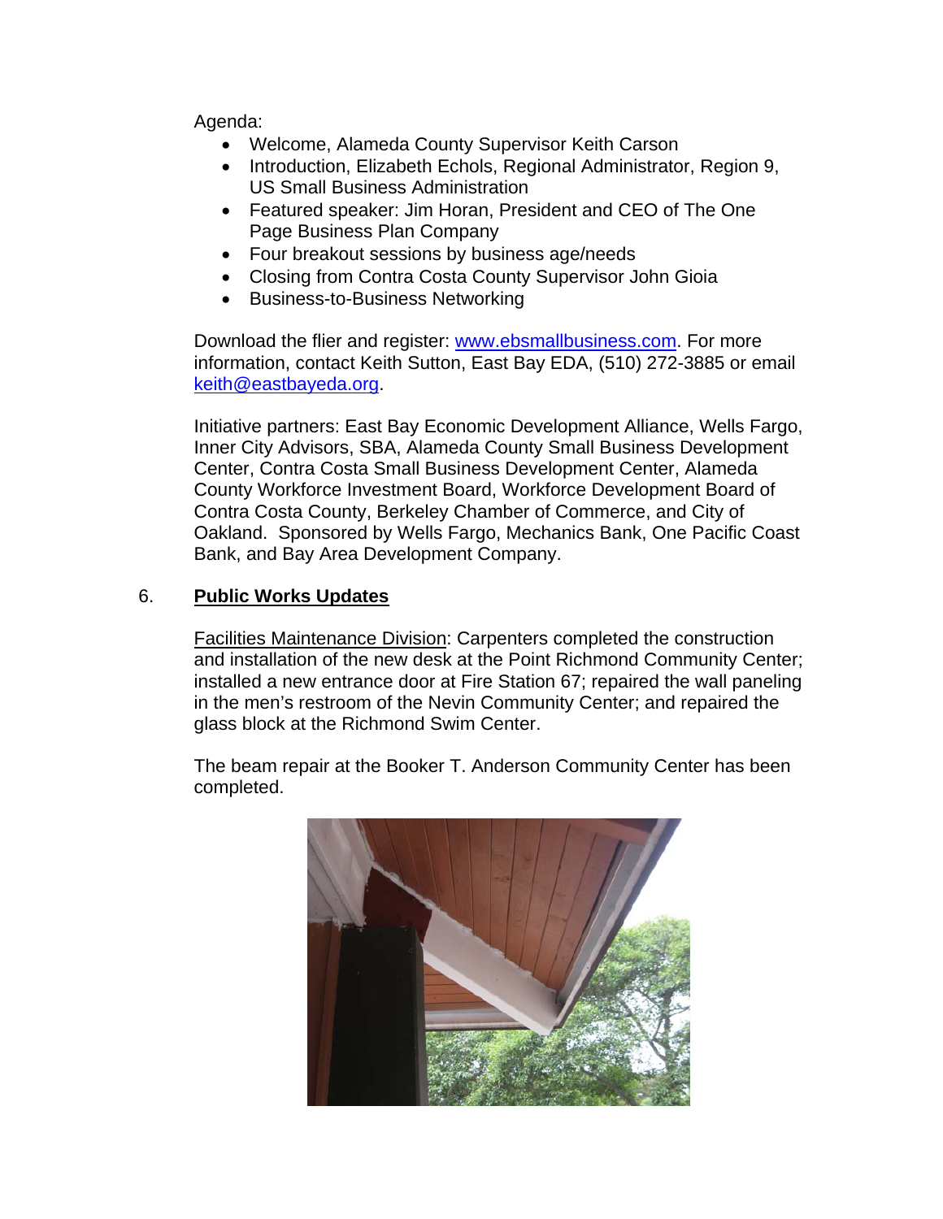Agenda:

- Welcome, Alameda County Supervisor Keith Carson
- Introduction, Elizabeth Echols, Regional Administrator, Region 9, US Small Business Administration
- Featured speaker: Jim Horan, President and CEO of The One Page Business Plan Company
- Four breakout sessions by business age/needs
- Closing from Contra Costa County Supervisor John Gioia
- Business-to-Business Networking

Download the flier and register: [www.ebsmallbusiness.com](http://www.ebsmallbusiness.com). For more information, contact Keith Sutton, East Bay EDA, (510) 272-3885 or email [keith@eastbayeda.org](mailto:keith@eastbayeda.org).

Initiative partners: East Bay Economic Development Alliance, Wells Fargo, Inner City Advisors, SBA, Alameda County Small Business Development Center, Contra Costa Small Business Development Center, Alameda County Workforce Investment Board, Workforce Development Board of Contra Costa County, Berkeley Chamber of Commerce, and City of Oakland. Sponsored by Wells Fargo, Mechanics Bank, One Pacific Coast Bank, and Bay Area Development Company.

## 6. Public Works Updates

Facilities Maintenance Division: Carpenters completed the construction and installation of the new desk at the Point Richmond Community Center; installed a new entrance door at Fire Station 67; repaired the wall paneling in the men's restroom of the Nevin Community Center; and repaired the glass block at the Richmond Swim Center.

The beam repair at the Booker T. Anderson Community Center has been completed.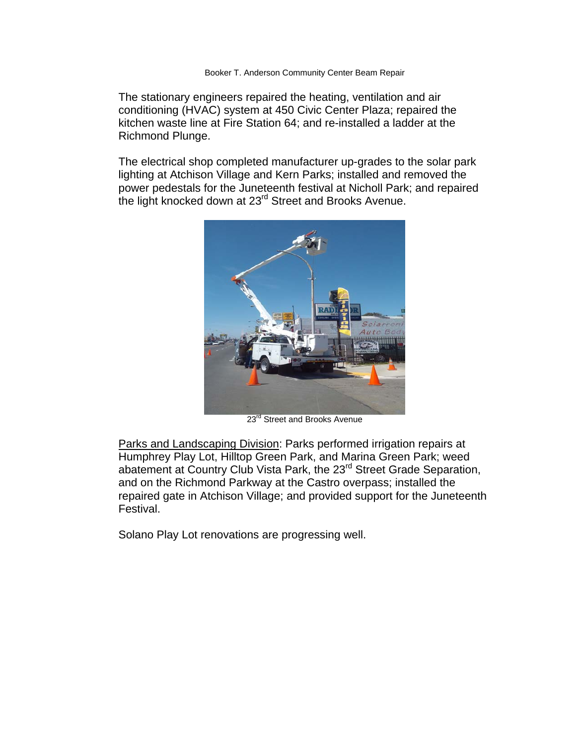Booker T. Anderson Community Center Beam Repair

The stationary engineers repaired the heating, ventilation and air conditioning (HVAC) system at 450 Civic Center Plaza; repaired the kitchen waste line at Fire Station 64; and re-installed a ladder at the Richmond Plunge.

The electrical shop completed manufacturer up-grades to the solar park lighting at Atchison Village and Kern Parks; installed and removed the power pedestals for the Juneteenth festival at Nicholl Park; and repaired the light knocked down at 23rd Street and Brooks Avenue.

23rd Street and Brooks Avenue

Parks and Landscaping Division: Parks performed irrigation repairs at Humphrey Play Lot, Hilltop Green Park, and Marina Green Park; weed abatement at Country Club Vista Park, the 23rd Street Grade Separation, and on the Richmond Parkway at the Castro overpass; installed the repaired gate in Atchison Village; and provided support for the Juneteenth Festival.

Solano Play Lot renovations are progressing well.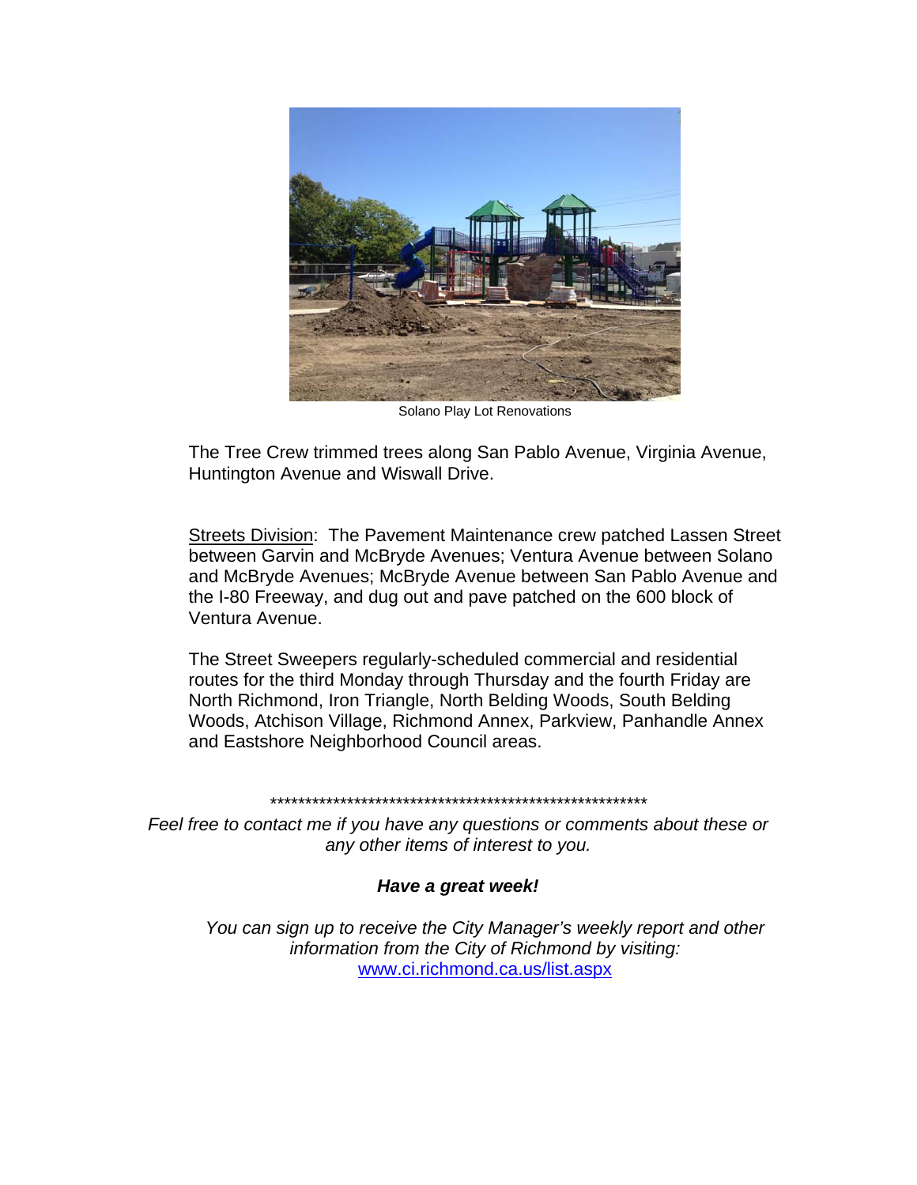Solano Play Lot Renovations

The Tree Crew trimmed trees along San Pablo Avenue, Virginia Avenue, Huntington Avenue and Wiswall Drive.

Streets Division: The Pavement Maintenance crew patched Lassen Street between Garvin and McBryde Avenues; Ventura Avenue between Solano and McBryde Avenues; McBryde Avenue between San Pablo Avenue and the I-80 Freeway, and dug out and pave patched on the 600 block of Ventura Avenue.

The Street Sweepers regularly-scheduled commercial and residential routes for the third Monday through Thursday and the fourth Friday are North Richmond, Iron Triangle, North Belding Woods, South Belding Woods, Atchison Village, Richmond Annex, Parkview, Panhandle Annex and Eastshore Neighborhood Council areas.

**********************************************************

*Feel free to contact me if you have any questions or comments about these or any other items of interest to you.*

***Have a great week!***

*You can sign up to receive the City Manager's weekly report and other information from the City of Richmond by visiting:*
[www.ci.richmond.ca.us/list.aspx](http://www.ci.richmond.ca.us/list.aspx)